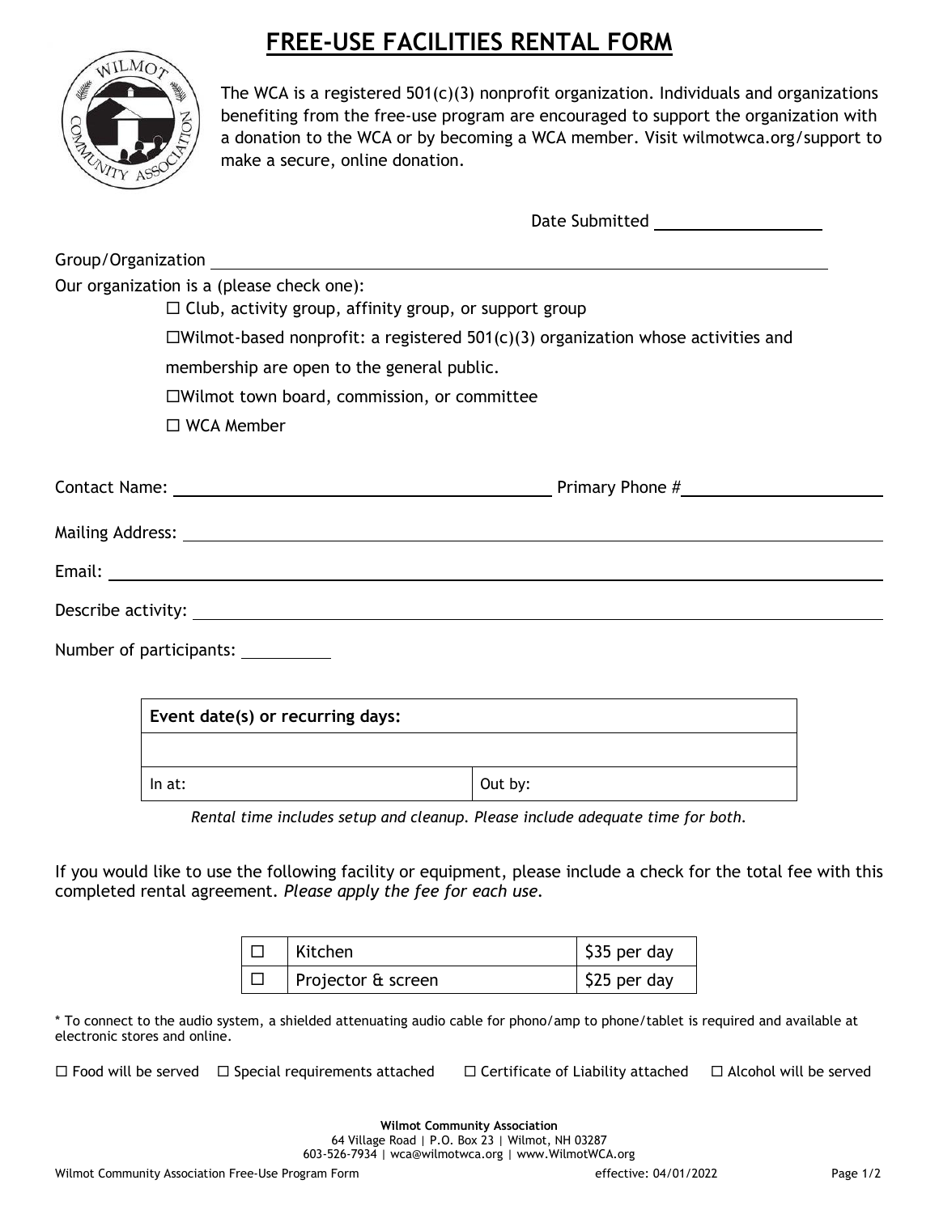# FREE-USE FACILITIES RENTAL FORM

The WCA is a registered 501(c)(3) nonprofit organization. Individuals and organizations benefiting from the free-use program are encouraged to support the organization with a donation to the WCA or by becoming a WCA member. Visit wilmotwca.org/support to make a secure, online donation.

Date Submitted ____________________

Group/Organization ________________________________________________________________

Our organization is a (please check one):

☐ Club, activity group, affinity group, or support group

☐Wilmot-based nonprofit: a registered 501(c)(3) organization whose activities and membership are open to the general public.

☐Wilmot town board, commission, or committee

☐ WCA Member

Contact Name: ______________________________ Primary Phone # ____________________

Mailing Address: ________________________________________________________________

Email: ________________________________________________________________

Describe activity: ________________________________________________________________

Number of participants: __________

| Event date(s) or recurring days: | |
|---|---|
| | |
| In at: | Out by: |

*Rental time includes setup and cleanup. Please include adequate time for both.*

If you would like to use the following facility or equipment, please include a check for the total fee with this completed rental agreement. *Please apply the fee for each use.*

| | | |
|---|---|---|
| ☐ | Kitchen | $35 per day |
| ☐ | Projector & screen | $25 per day |

* To connect to the audio system, a shielded attenuating audio cable for phono/amp to phone/tablet is required and available at electronic stores and online.

☐ Food will be served ☐ Special requirements attached ☐ Certificate of Liability attached ☐ Alcohol will be served

**Wilmot Community Association**
64 Village Road | P.O. Box 23 | Wilmot, NH 03287
603-526-7934 | wca@wilmotwca.org | www.WilmotWCA.org

Wilmot Community Association Free-Use Program Form effective: 04/01/2022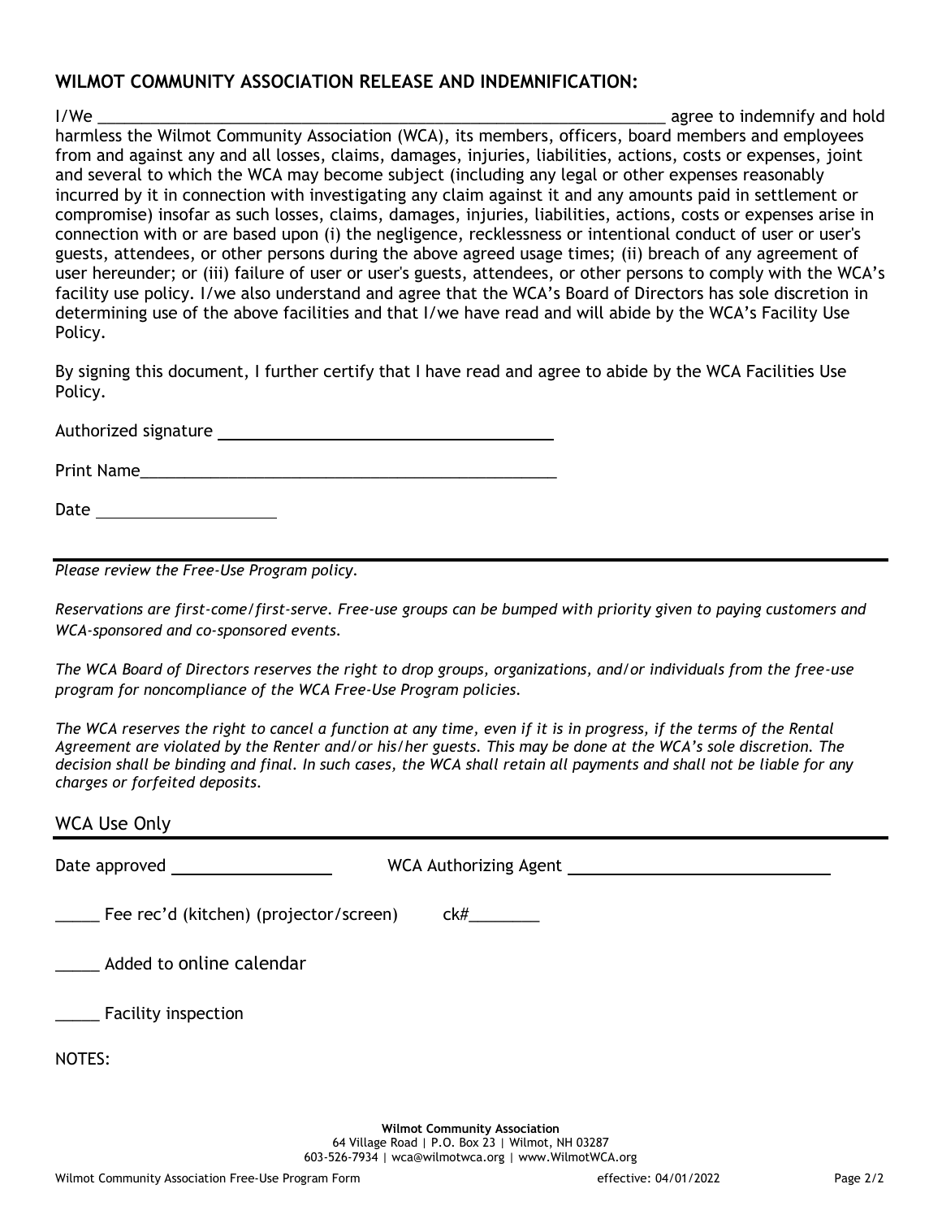## WILMOT COMMUNITY ASSOCIATION RELEASE AND INDEMNIFICATION:

I/We ___________________________________________________________________ agree to indemnify and hold harmless the Wilmot Community Association (WCA), its members, officers, board members and employees from and against any and all losses, claims, damages, injuries, liabilities, actions, costs or expenses, joint and several to which the WCA may become subject (including any legal or other expenses reasonably incurred by it in connection with investigating any claim against it and any amounts paid in settlement or compromise) insofar as such losses, claims, damages, injuries, liabilities, actions, costs or expenses arise in connection with or are based upon (i) the negligence, recklessness or intentional conduct of user or user's guests, attendees, or other persons during the above agreed usage times; (ii) breach of any agreement of user hereunder; or (iii) failure of user or user's guests, attendees, or other persons to comply with the WCA's facility use policy. I/we also understand and agree that the WCA's Board of Directors has sole discretion in determining use of the above facilities and that I/we have read and will abide by the WCA's Facility Use Policy.

By signing this document, I further certify that I have read and agree to abide by the WCA Facilities Use Policy.

Authorized signature ____________________________________

Print Name_______________________________________________

Date ____________________

---

*Please review the Free-Use Program policy.*

*Reservations are first-come/first-serve. Free-use groups can be bumped with priority given to paying customers and WCA-sponsored and co-sponsored events.*

*The WCA Board of Directors reserves the right to drop groups, organizations, and/or individuals from the free-use program for noncompliance of the WCA Free-Use Program policies.*

*The WCA reserves the right to cancel a function at any time, even if it is in progress, if the terms of the Rental Agreement are violated by the Renter and/or his/her guests. This may be done at the WCA's sole discretion. The decision shall be binding and final. In such cases, the WCA shall retain all payments and shall not be liable for any charges or forfeited deposits.*

### WCA Use Only

Date approved __________________ WCA Authorizing Agent ______________________________

_____ Fee rec'd (kitchen) (projector/screen) ck#________

_____ Added to online calendar

_____ Facility inspection

NOTES:

**Wilmot Community Association**
64 Village Road | P.O. Box 23 | Wilmot, NH 03287
603-526-7934 | wca@wilmotwca.org | www.WilmotWCA.org

Wilmot Community Association Free-Use Program Form effective: 04/01/2022